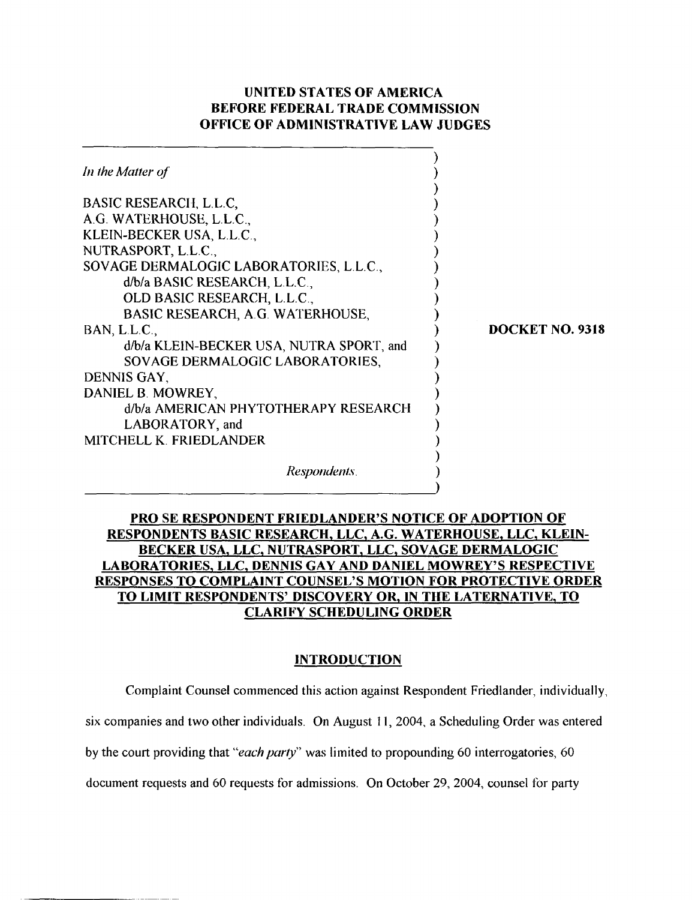**UNITED STATES OF AMERICA**
**BEFORE FEDERAL TRADE COMMISSION**
**OFFICE OF ADMINISTRATIVE LAW JUDGES**

*In the Matter of*

BASIC RESEARCH, L.L.C,
A.G. WATERHOUSE, L.L.C.,
KLEIN-BECKER USA, L.L.C.,
NUTRASPORT, L.L.C.,
SOVAGE DERMALOGIC LABORATORIES, L.L.C.,
d/b/a BASIC RESEARCH, L.L.C.,
OLD BASIC RESEARCH, L.L.C.,
BASIC RESEARCH, A.G. WATERHOUSE,
BAN, L.L.C.,
d/b/a KLEIN-BECKER USA, NUTRA SPORT, and
SOVAGE DERMALOGIC LABORATORIES,
DENNIS GAY,
DANIEL B. MOWREY,
d/b/a AMERICAN PHYTOTHERAPY RESEARCH
LABORATORY, and
MITCHELL K. FRIEDLANDER

*Respondents.*

**DOCKET NO. 9318**

**PRO SE RESPONDENT FRIEDLANDER'S NOTICE OF ADOPTION OF RESPONDENTS BASIC RESEARCH, LLC, A.G. WATERHOUSE, LLC, KLEIN-BECKER USA, LLC, NUTRASPORT, LLC, SOVAGE DERMALOGIC LABORATORIES, LLC, DENNIS GAY AND DANIEL MOWREY'S RESPECTIVE RESPONSES TO COMPLAINT COUNSEL'S MOTION FOR PROTECTIVE ORDER TO LIMIT RESPONDENTS' DISCOVERY OR, IN THE LATERNATIVE, TO CLARIFY SCHEDULING ORDER**

## INTRODUCTION

Complaint Counsel commenced this action against Respondent Friedlander, individually, six companies and two other individuals. On August 11, 2004, a Scheduling Order was entered by the court providing that "*each party*" was limited to propounding 60 interrogatories, 60 document requests and 60 requests for admissions. On October 29, 2004, counsel for party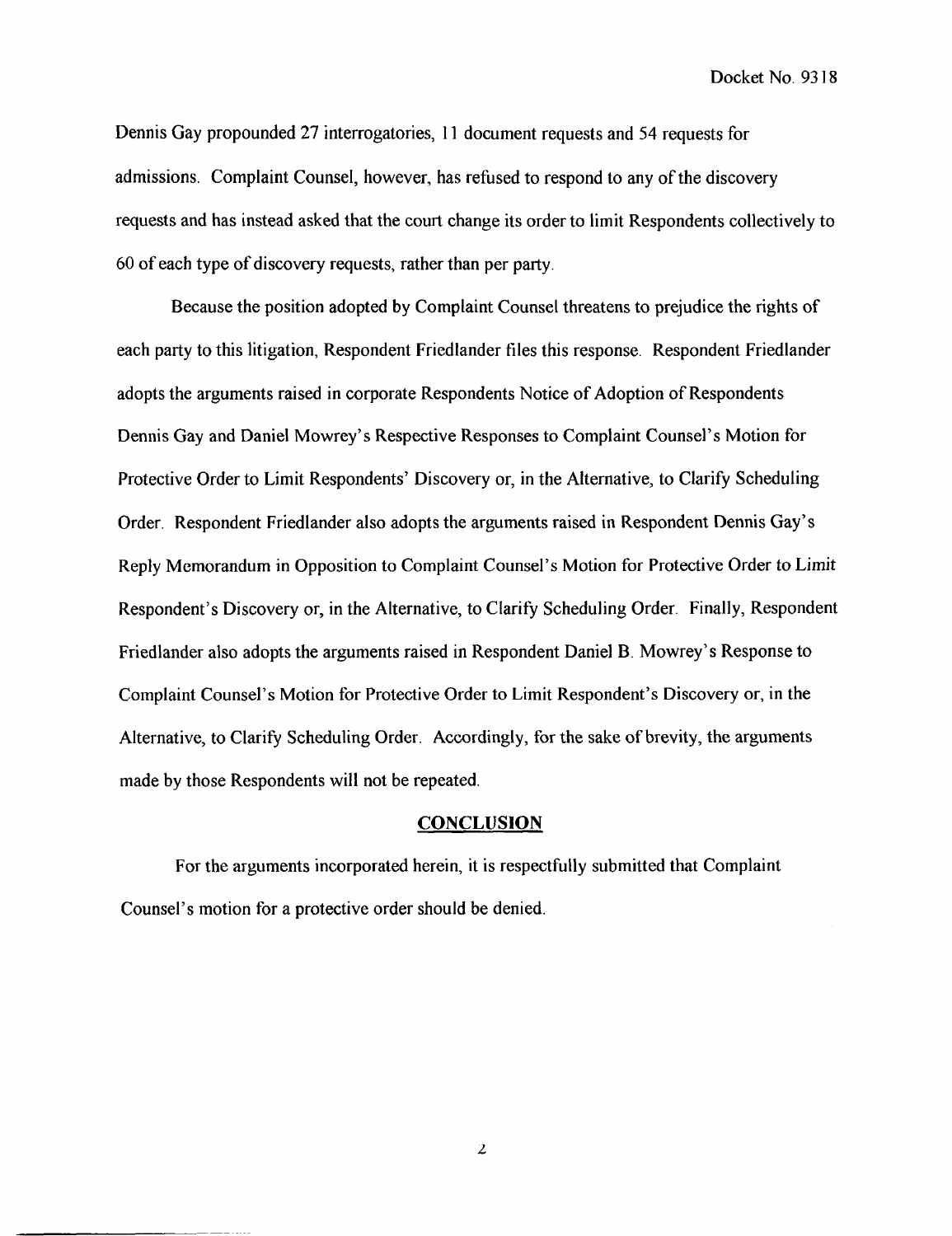Dennis Gay propounded 27 interrogatories, 11 document requests and 54 requests for admissions. Complaint Counsel, however, has refused to respond to any of the discovery requests and has instead asked that the court change its order to limit Respondents collectively to 60 of each type of discovery requests, rather than per party.

Because the position adopted by Complaint Counsel threatens to prejudice the rights of each party to this litigation, Respondent Friedlander files this response. Respondent Friedlander adopts the arguments raised in corporate Respondents Notice of Adoption of Respondents Dennis Gay and Daniel Mowrey's Respective Responses to Complaint Counsel's Motion for Protective Order to Limit Respondents' Discovery or, in the Alternative, to Clarify Scheduling Order. Respondent Friedlander also adopts the arguments raised in Respondent Dennis Gay's Reply Memorandum in Opposition to Complaint Counsel's Motion for Protective Order to Limit Respondent's Discovery or, in the Alternative, to Clarify Scheduling Order. Finally, Respondent Friedlander also adopts the arguments raised in Respondent Daniel B. Mowrey's Response to Complaint Counsel's Motion for Protective Order to Limit Respondent's Discovery or, in the Alternative, to Clarify Scheduling Order. Accordingly, for the sake of brevity, the arguments made by those Respondents will not be repeated.

## CONCLUSION

For the arguments incorporated herein, it is respectfully submitted that Complaint Counsel's motion for a protective order should be denied.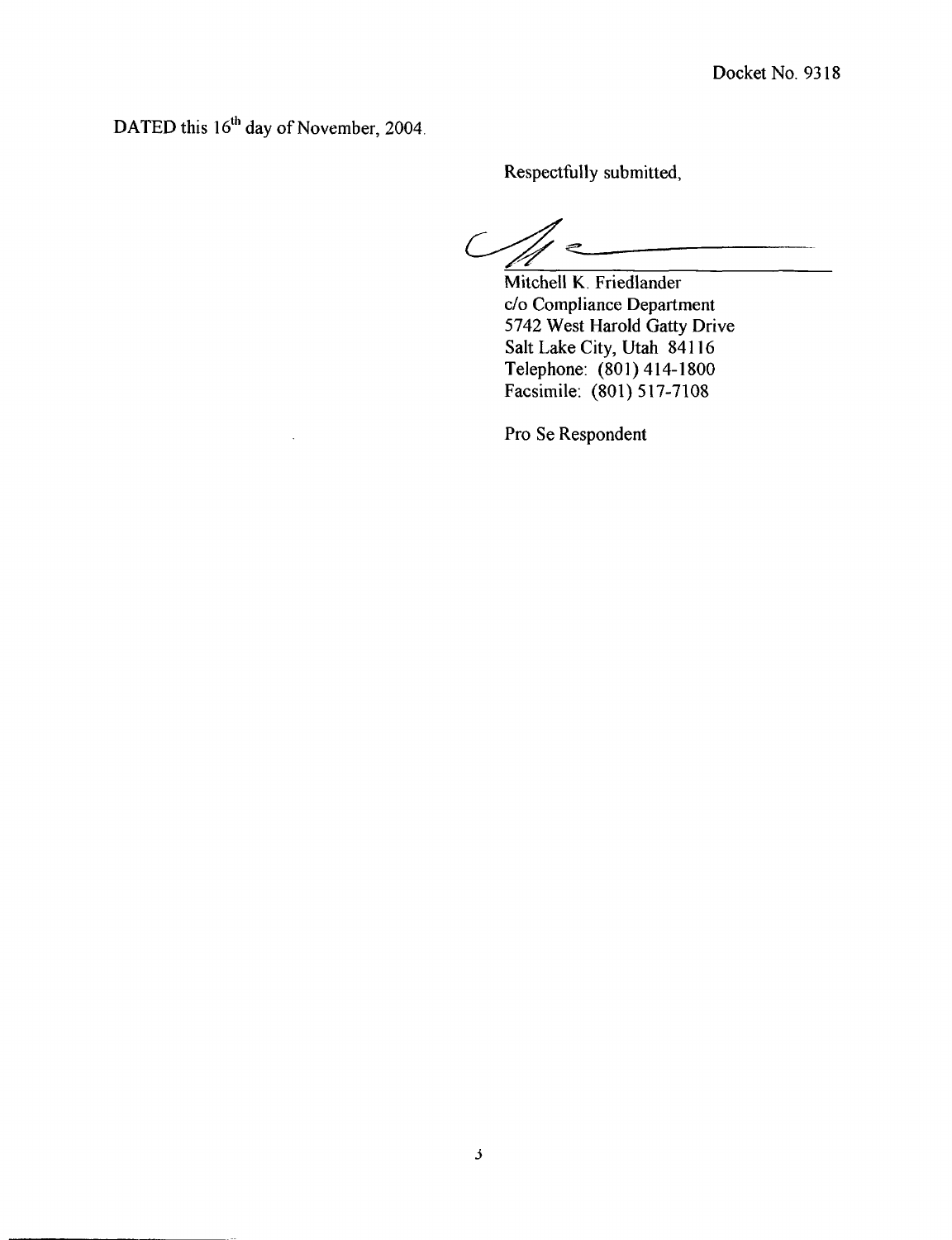Docket No. 9318

DATED this 16th day of November, 2004.

Respectfully submitted,

Mitchell K. Friedlander
c/o Compliance Department
5742 West Harold Gatty Drive
Salt Lake City, Utah 84116
Telephone: (801) 414-1800
Facsimile: (801) 517-7108

Pro Se Respondent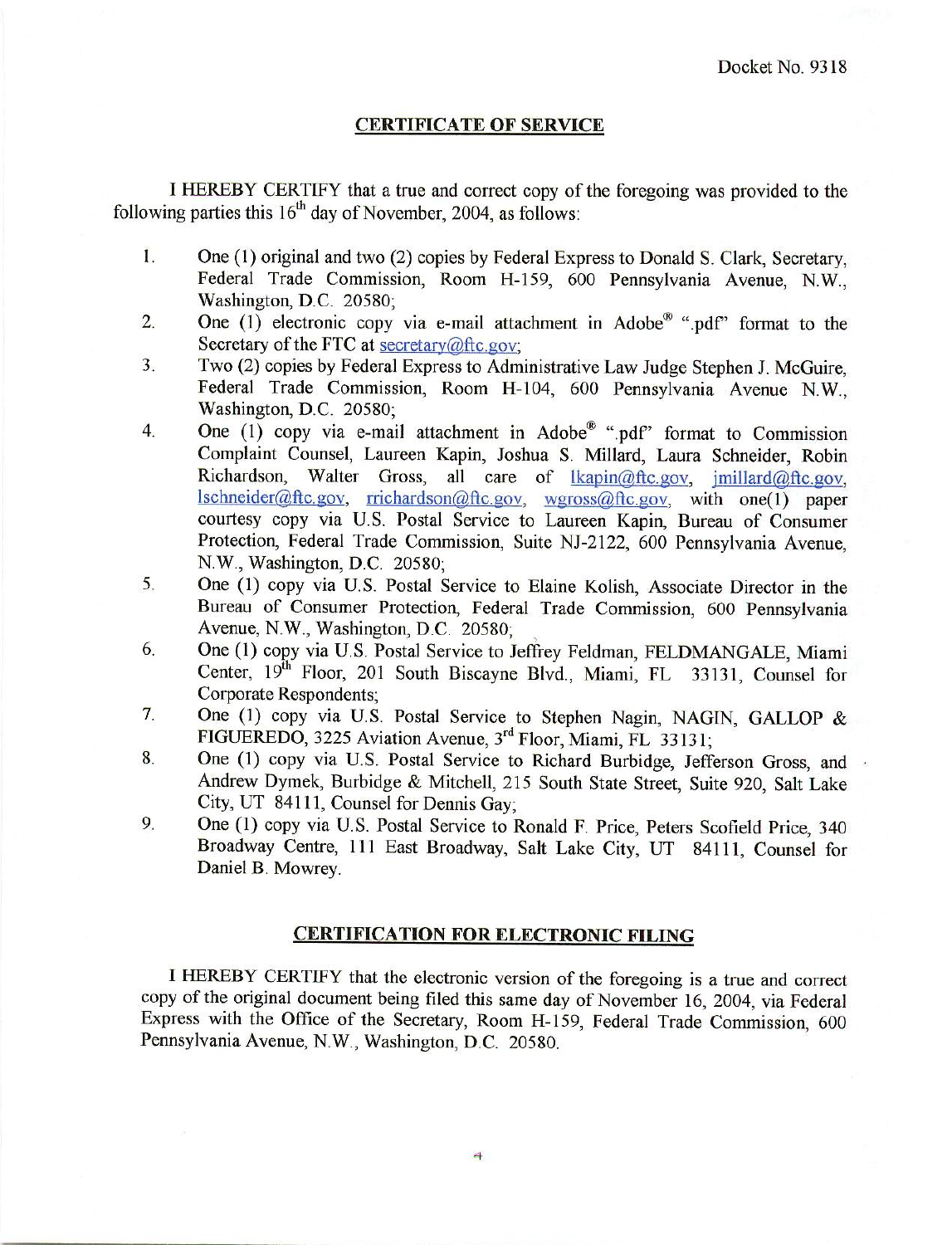Docket No. 9318

## CERTIFICATE OF SERVICE

I HEREBY CERTIFY that a true and correct copy of the foregoing was provided to the following parties this 16th day of November, 2004, as follows:

1. One (1) original and two (2) copies by Federal Express to Donald S. Clark, Secretary, Federal Trade Commission, Room H-159, 600 Pennsylvania Avenue, N.W., Washington, D.C. 20580;
2. One (1) electronic copy via e-mail attachment in Adobe® ".pdf" format to the Secretary of the FTC at secretary@ftc.gov;
3. Two (2) copies by Federal Express to Administrative Law Judge Stephen J. McGuire, Federal Trade Commission, Room H-104, 600 Pennsylvania Avenue N.W., Washington, D.C. 20580;
4. One (1) copy via e-mail attachment in Adobe® ".pdf" format to Commission Complaint Counsel, Laureen Kapin, Joshua S. Millard, Laura Schneider, Robin Richardson, Walter Gross, all care of lkapin@ftc.gov, jmillard@ftc.gov, lschneider@ftc.gov, rrichardson@ftc.gov, wgross@ftc.gov, with one(1) paper courtesy copy via U.S. Postal Service to Laureen Kapin, Bureau of Consumer Protection, Federal Trade Commission, Suite NJ-2122, 600 Pennsylvania Avenue, N.W., Washington, D.C. 20580;
5. One (1) copy via U.S. Postal Service to Elaine Kolish, Associate Director in the Bureau of Consumer Protection, Federal Trade Commission, 600 Pennsylvania Avenue, N.W., Washington, D.C. 20580;
6. One (1) copy via U.S. Postal Service to Jeffrey Feldman, FELDMANGALE, Miami Center, 19th Floor, 201 South Biscayne Blvd., Miami, FL 33131, Counsel for Corporate Respondents;
7. One (1) copy via U.S. Postal Service to Stephen Nagin, NAGIN, GALLOP & FIGUEREDO, 3225 Aviation Avenue, 3rd Floor, Miami, FL 33131;
8. One (1) copy via U.S. Postal Service to Richard Burbidge, Jefferson Gross, and Andrew Dymek, Burbidge & Mitchell, 215 South State Street, Suite 920, Salt Lake City, UT 84111, Counsel for Dennis Gay;
9. One (1) copy via U.S. Postal Service to Ronald F. Price, Peters Scofield Price, 340 Broadway Centre, 111 East Broadway, Salt Lake City, UT 84111, Counsel for Daniel B. Mowrey.

## CERTIFICATION FOR ELECTRONIC FILING

I HEREBY CERTIFY that the electronic version of the foregoing is a true and correct copy of the original document being filed this same day of November 16, 2004, via Federal Express with the Office of the Secretary, Room H-159, Federal Trade Commission, 600 Pennsylvania Avenue, N.W., Washington, D.C. 20580.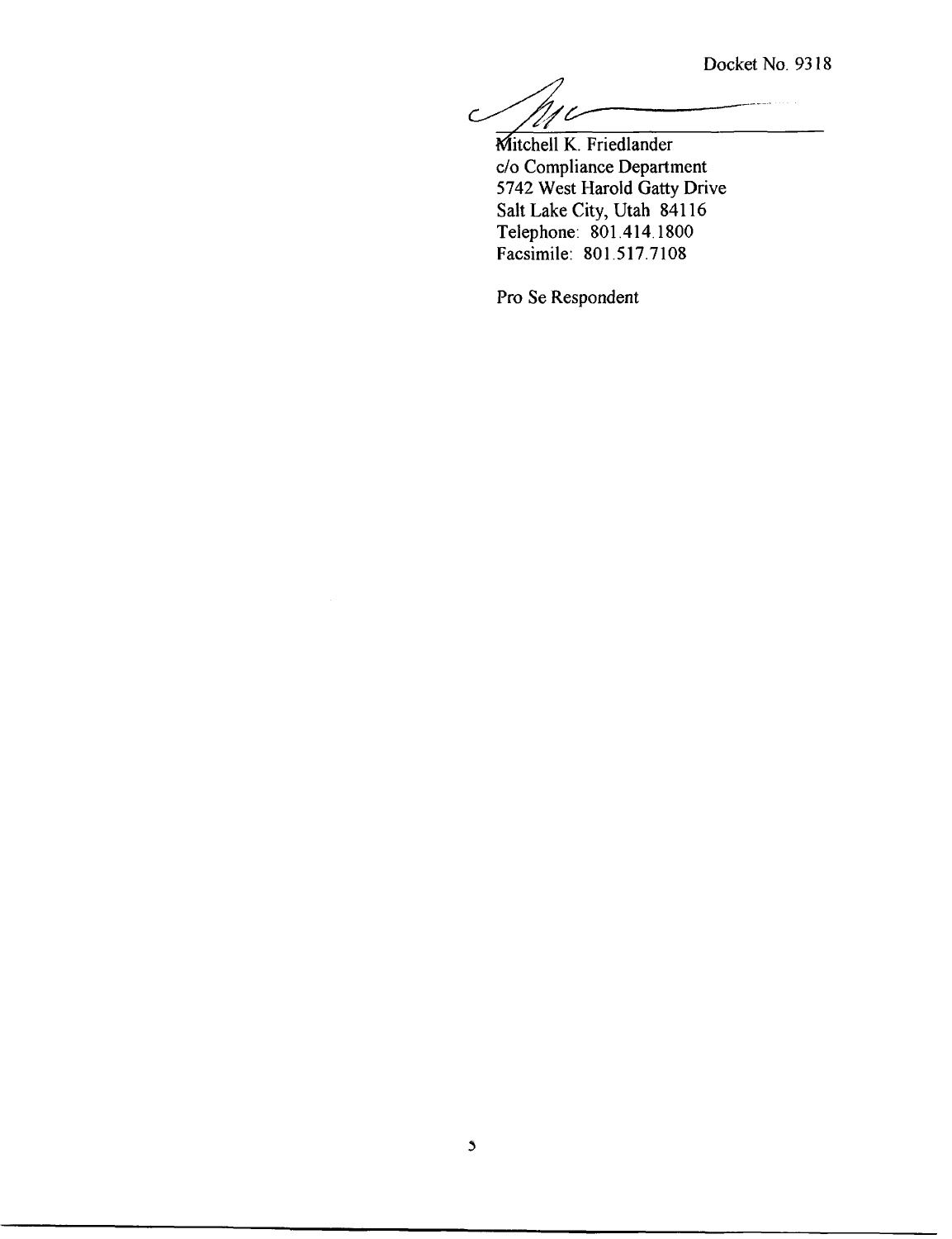Docket No. 9318

Mitchell K. Friedlander
c/o Compliance Department
5742 West Harold Gatty Drive
Salt Lake City, Utah 84116
Telephone: 801.414.1800
Facsimile: 801.517.7108

Pro Se Respondent